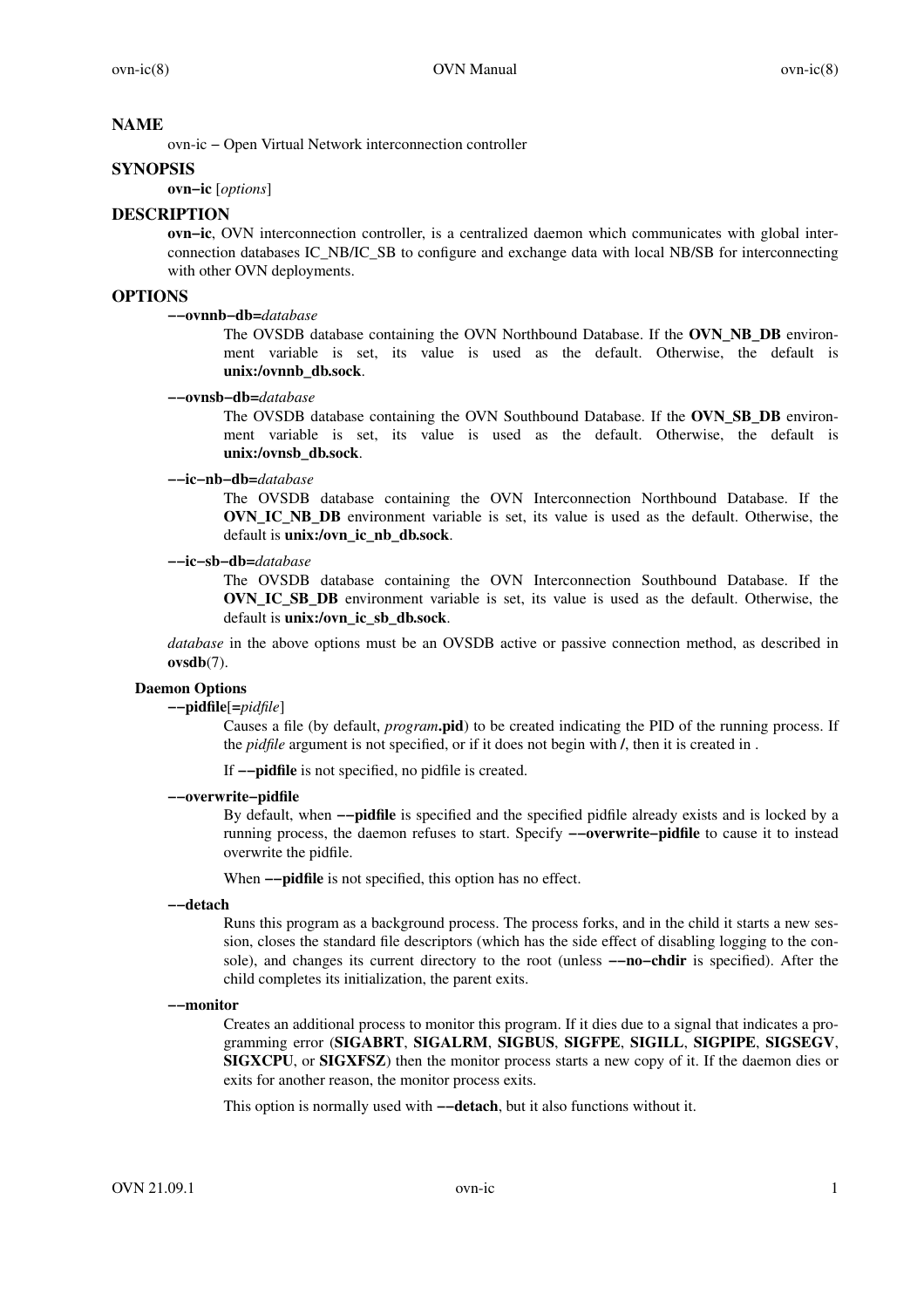## NAME

ovn-ic − Open Virtual Network interconnection controller

## SYNOPSIS

**ovn−ic** [*options*]

## DESCRIPTION

**ovn−ic**, OVN interconnection controller, is a centralized daemon which communicates with global interconnection databases IC_NB/IC_SB to configure and exchange data with local NB/SB for interconnecting with other OVN deployments.

## OPTIONS

**−−ovnnb−db=***database*

The OVSDB database containing the OVN Northbound Database. If the **OVN_NB_DB** environment variable is set, its value is used as the default. Otherwise, the default is **unix:/ovnnb_db.sock**.

**−−ovnsb−db=***database*

The OVSDB database containing the OVN Southbound Database. If the **OVN_SB_DB** environment variable is set, its value is used as the default. Otherwise, the default is **unix:/ovnsb_db.sock**.

**−−ic−nb−db=***database*

The OVSDB database containing the OVN Interconnection Northbound Database. If the **OVN_IC_NB_DB** environment variable is set, its value is used as the default. Otherwise, the default is **unix:/ovn_ic_nb_db.sock**.

**−−ic−sb−db=***database*

The OVSDB database containing the OVN Interconnection Southbound Database. If the **OVN_IC_SB_DB** environment variable is set, its value is used as the default. Otherwise, the default is **unix:/ovn_ic_sb_db.sock**.

*database* in the above options must be an OVSDB active or passive connection method, as described in **ovsdb**(7).

### Daemon Options

**−−pidfile**[**=***pidfile*]

Causes a file (by default, *program***.pid**) to be created indicating the PID of the running process. If the *pidfile* argument is not specified, or if it does not begin with **/**, then it is created in .

If **−−pidfile** is not specified, no pidfile is created.

**−−overwrite−pidfile**

By default, when **−−pidfile** is specified and the specified pidfile already exists and is locked by a running process, the daemon refuses to start. Specify **−−overwrite−pidfile** to cause it to instead overwrite the pidfile.

When **−−pidfile** is not specified, this option has no effect.

**−−detach**

Runs this program as a background process. The process forks, and in the child it starts a new session, closes the standard file descriptors (which has the side effect of disabling logging to the console), and changes its current directory to the root (unless **−−no−chdir** is specified). After the child completes its initialization, the parent exits.

**−−monitor**

Creates an additional process to monitor this program. If it dies due to a signal that indicates a programming error (**SIGABRT**, **SIGALRM**, **SIGBUS**, **SIGFPE**, **SIGILL**, **SIGPIPE**, **SIGSEGV**, **SIGXCPU**, or **SIGXFSZ**) then the monitor process starts a new copy of it. If the daemon dies or exits for another reason, the monitor process exits.

This option is normally used with **−−detach**, but it also functions without it.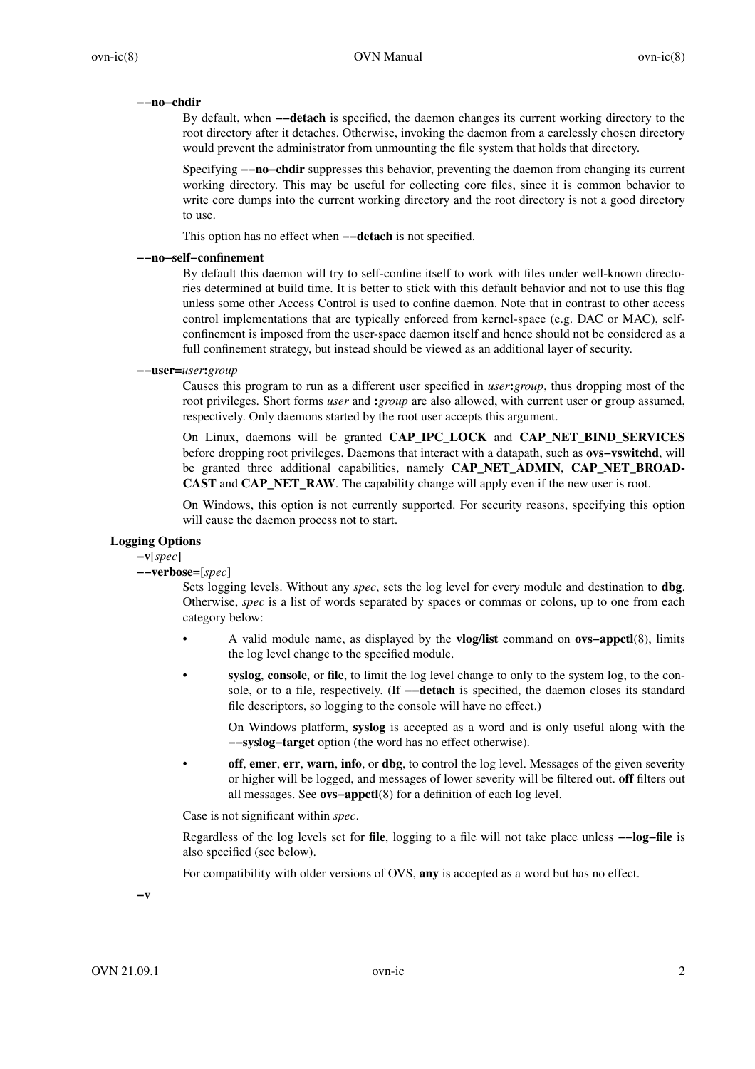**−−no−chdir**

By default, when **−−detach** is specified, the daemon changes its current working directory to the root directory after it detaches. Otherwise, invoking the daemon from a carelessly chosen directory would prevent the administrator from unmounting the file system that holds that directory.

Specifying **−−no−chdir** suppresses this behavior, preventing the daemon from changing its current working directory. This may be useful for collecting core files, since it is common behavior to write core dumps into the current working directory and the root directory is not a good directory to use.

This option has no effect when **−−detach** is not specified.

**−−no−self−confinement**

By default this daemon will try to self-confine itself to work with files under well-known directories determined at build time. It is better to stick with this default behavior and not to use this flag unless some other Access Control is used to confine daemon. Note that in contrast to other access control implementations that are typically enforced from kernel-space (e.g. DAC or MAC), self-confinement is imposed from the user-space daemon itself and hence should not be considered as a full confinement strategy, but instead should be viewed as an additional layer of security.

**−−user=***user***:***group*

Causes this program to run as a different user specified in *user***:***group*, thus dropping most of the root privileges. Short forms *user* and **:***group* are also allowed, with current user or group assumed, respectively. Only daemons started by the root user accepts this argument.

On Linux, daemons will be granted **CAP_IPC_LOCK** and **CAP_NET_BIND_SERVICES** before dropping root privileges. Daemons that interact with a datapath, such as **ovs−vswitchd**, will be granted three additional capabilities, namely **CAP_NET_ADMIN**, **CAP_NET_BROADCAST** and **CAP_NET_RAW**. The capability change will apply even if the new user is root.

On Windows, this option is not currently supported. For security reasons, specifying this option will cause the daemon process not to start.

### Logging Options

**−v**[*spec*]
**−−verbose=**[*spec*]

Sets logging levels. Without any *spec*, sets the log level for every module and destination to **dbg**. Otherwise, *spec* is a list of words separated by spaces or commas or colons, up to one from each category below:

- A valid module name, as displayed by the **vlog/list** command on **ovs−appctl**(8), limits the log level change to the specified module.
- **syslog**, **console**, or **file**, to limit the log level change to only to the system log, to the console, or to a file, respectively. (If **−−detach** is specified, the daemon closes its standard file descriptors, so logging to the console will have no effect.)

  On Windows platform, **syslog** is accepted as a word and is only useful along with the **−−syslog−target** option (the word has no effect otherwise).
- **off**, **emer**, **err**, **warn**, **info**, or **dbg**, to control the log level. Messages of the given severity or higher will be logged, and messages of lower severity will be filtered out. **off** filters out all messages. See **ovs−appctl**(8) for a definition of each log level.

Case is not significant within *spec*.

Regardless of the log levels set for **file**, logging to a file will not take place unless **−−log−file** is also specified (see below).

For compatibility with older versions of OVS, **any** is accepted as a word but has no effect.

**−v**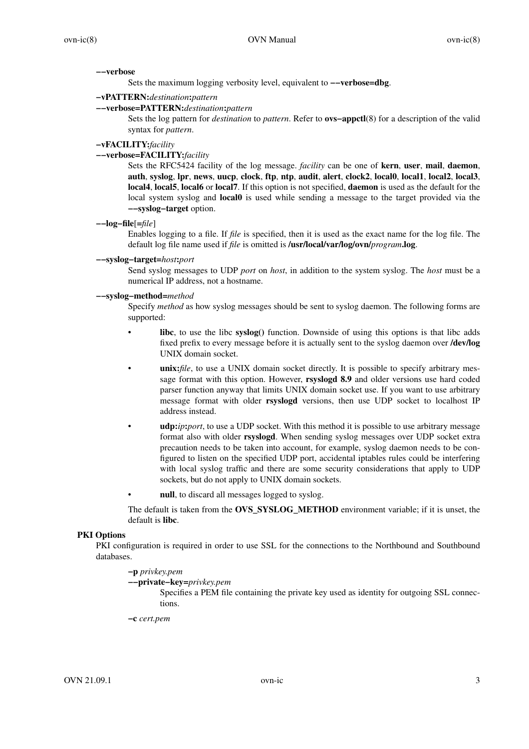**−−verbose**

Sets the maximum logging verbosity level, equivalent to **−−verbose=dbg**.

**−vPATTERN:***destination***:***pattern*

**−−verbose=PATTERN:***destination***:***pattern*

Sets the log pattern for *destination* to *pattern*. Refer to **ovs−appctl**(8) for a description of the valid syntax for *pattern*.

**−vFACILITY:***facility*

**−−verbose=FACILITY:***facility*

Sets the RFC5424 facility of the log message. *facility* can be one of **kern**, **user**, **mail**, **daemon**, **auth**, **syslog**, **lpr**, **news**, **uucp**, **clock**, **ftp**, **ntp**, **audit**, **alert**, **clock2**, **local0**, **local1**, **local2**, **local3**, **local4**, **local5**, **local6** or **local7**. If this option is not specified, **daemon** is used as the default for the local system syslog and **local0** is used while sending a message to the target provided via the **−−syslog−target** option.

**−−log−file**[**=***file*]

Enables logging to a file. If *file* is specified, then it is used as the exact name for the log file. The default log file name used if *file* is omitted is **/usr/local/var/log/ovn/***program***.log**.

**−−syslog−target=***host***:***port*

Send syslog messages to UDP *port* on *host*, in addition to the system syslog. The *host* must be a numerical IP address, not a hostname.

**−−syslog−method=***method*

Specify *method* as how syslog messages should be sent to syslog daemon. The following forms are supported:

- **libc**, to use the libc **syslog()** function. Downside of using this options is that libc adds fixed prefix to every message before it is actually sent to the syslog daemon over **/dev/log** UNIX domain socket.
- **unix:***file*, to use a UNIX domain socket directly. It is possible to specify arbitrary message format with this option. However, **rsyslogd 8.9** and older versions use hard coded parser function anyway that limits UNIX domain socket use. If you want to use arbitrary message format with older **rsyslogd** versions, then use UDP socket to localhost IP address instead.
- **udp:***ip***:***port*, to use a UDP socket. With this method it is possible to use arbitrary message format also with older **rsyslogd**. When sending syslog messages over UDP socket extra precaution needs to be taken into account, for example, syslog daemon needs to be configured to listen on the specified UDP port, accidental iptables rules could be interfering with local syslog traffic and there are some security considerations that apply to UDP sockets, but do not apply to UNIX domain sockets.
- **null**, to discard all messages logged to syslog.

The default is taken from the **OVS_SYSLOG_METHOD** environment variable; if it is unset, the default is **libc**.

## PKI Options

PKI configuration is required in order to use SSL for the connections to the Northbound and Southbound databases.

**−p** *privkey.pem*

**−−private−key=***privkey.pem*

Specifies a PEM file containing the private key used as identity for outgoing SSL connections.

**−c** *cert.pem*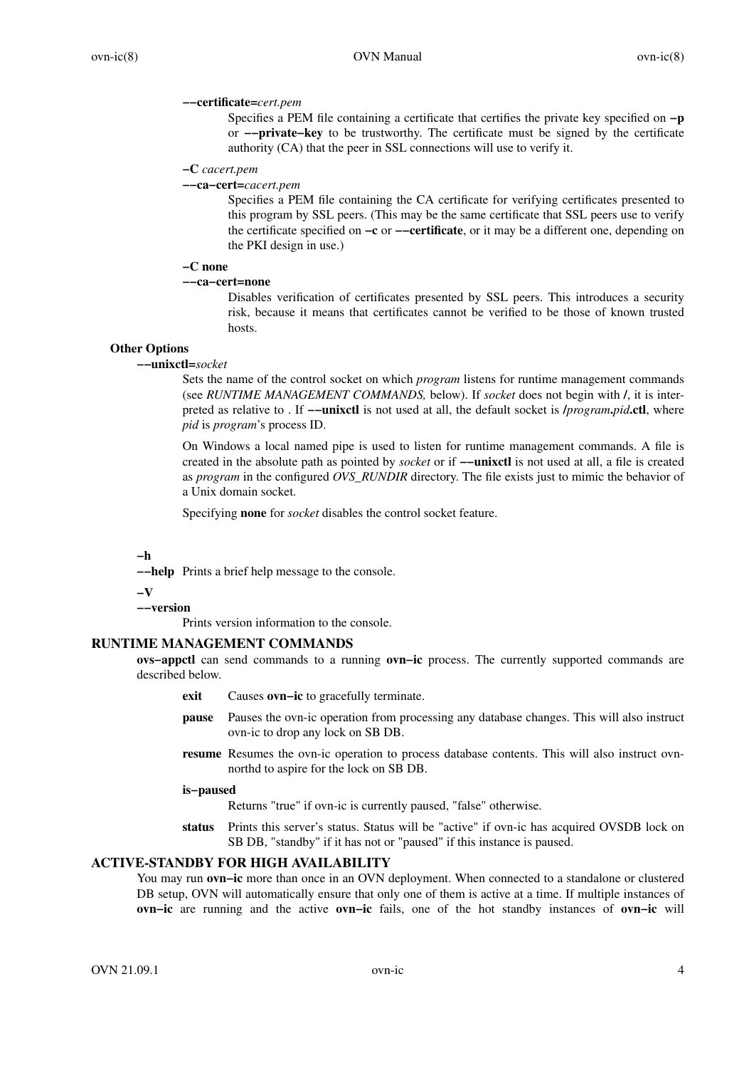**−−certificate=***cert.pem*

Specifies a PEM file containing a certificate that certifies the private key specified on **−p** or **−−private−key** to be trustworthy. The certificate must be signed by the certificate authority (CA) that the peer in SSL connections will use to verify it.

**−C** *cacert.pem*
**−−ca−cert=***cacert.pem*

Specifies a PEM file containing the CA certificate for verifying certificates presented to this program by SSL peers. (This may be the same certificate that SSL peers use to verify the certificate specified on **−c** or **−−certificate**, or it may be a different one, depending on the PKI design in use.)

**−C none**
**−−ca−cert=none**

Disables verification of certificates presented by SSL peers. This introduces a security risk, because it means that certificates cannot be verified to be those of known trusted hosts.

### Other Options

**−−unixctl=***socket*

Sets the name of the control socket on which *program* listens for runtime management commands (see *RUNTIME MANAGEMENT COMMANDS,* below). If *socket* does not begin with **/**, it is interpreted as relative to . If **−−unixctl** is not used at all, the default socket is **/***program***.***pid***.ctl**, where *pid* is *program*'s process ID.

On Windows a local named pipe is used to listen for runtime management commands. A file is created in the absolute path as pointed by *socket* or if **−−unixctl** is not used at all, a file is created as *program* in the configured *OVS_RUNDIR* directory. The file exists just to mimic the behavior of a Unix domain socket.

Specifying **none** for *socket* disables the control socket feature.

**−h**
**−−help** Prints a brief help message to the console.

**−V**
**−−version**

Prints version information to the console.

## RUNTIME MANAGEMENT COMMANDS

**ovs−appctl** can send commands to a running **ovn−ic** process. The currently supported commands are described below.

**exit** Causes **ovn−ic** to gracefully terminate.

**pause** Pauses the ovn-ic operation from processing any database changes. This will also instruct ovn-ic to drop any lock on SB DB.

**resume** Resumes the ovn-ic operation to process database contents. This will also instruct ovn-northd to aspire for the lock on SB DB.

**is−paused**

Returns "true" if ovn-ic is currently paused, "false" otherwise.

**status** Prints this server's status. Status will be "active" if ovn-ic has acquired OVSDB lock on SB DB, "standby" if it has not or "paused" if this instance is paused.

## ACTIVE-STANDBY FOR HIGH AVAILABILITY

You may run **ovn−ic** more than once in an OVN deployment. When connected to a standalone or clustered DB setup, OVN will automatically ensure that only one of them is active at a time. If multiple instances of **ovn−ic** are running and the active **ovn−ic** fails, one of the hot standby instances of **ovn−ic** will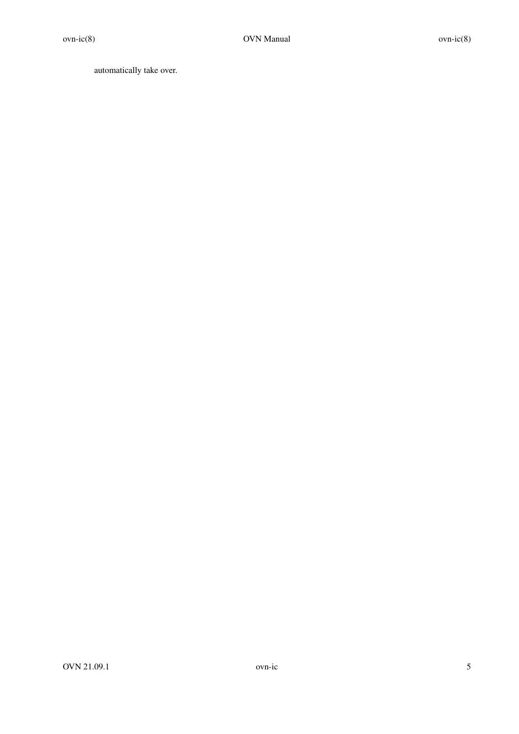automatically take over.